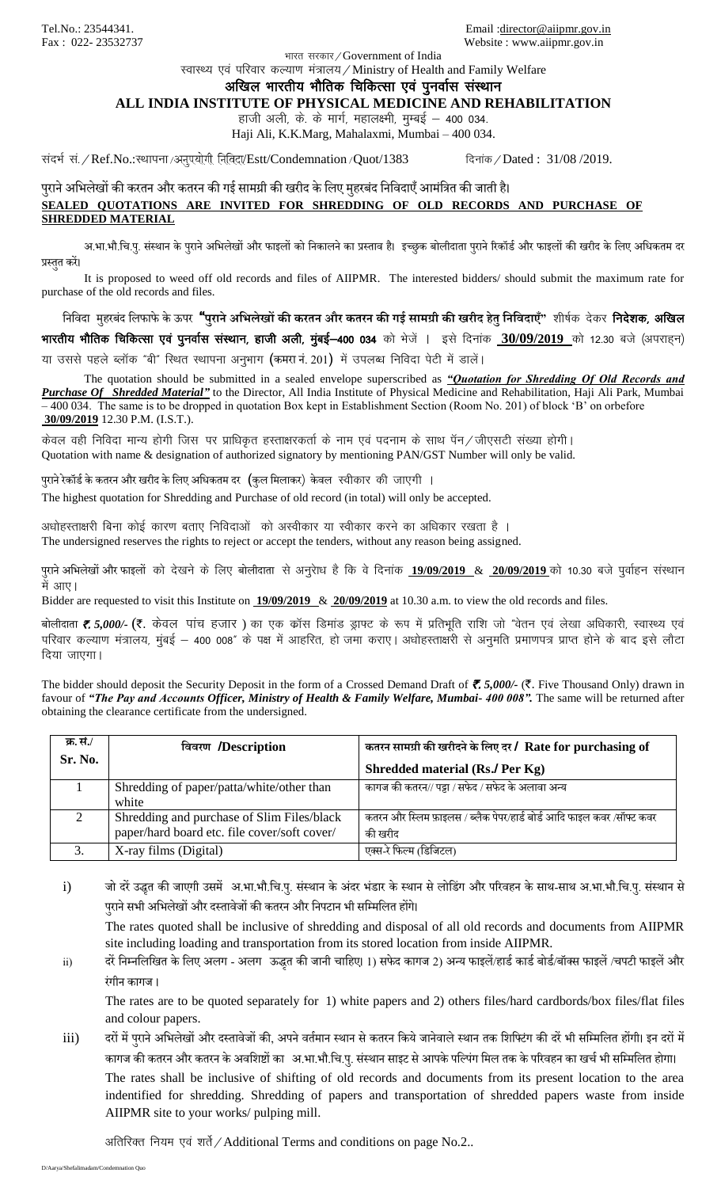Tel.No.: 23544341. Email :director@aiipmr.gov.in
Fax : 022- 23532737 Website : www.aiipmr.gov.in

भारत सरकार / Government of India

स्वास्थ्य एवं परिवार कल्याण मंत्रालय / Ministry of Health and Family Welfare

# अखिल भारतीय भौतिक चिकित्सा एवं पुनर्वास संस्थान

# ALL INDIA INSTITUTE OF PHYSICAL MEDICINE AND REHABILITATION

हाजी अली, के. के मार्ग, महालक्ष्मी, मुम्बई – 400 034.

Haji Ali, K.K.Marg, Mahalaxmi, Mumbai – 400 034.

संदर्भ सं. / Ref.No.:स्थापना /अनुपयोगी निविदा/Estt/Condemnation /Quot/1383 दिनांक / Dated : 31/08 /2019.

पुराने अभिलेखों की करतन और करतन की गई सामग्री की खरीद के लिए मुहरबंद निविदाएँ आमंत्रित की जाती है।

**SEALED QUOTATIONS ARE INVITED FOR SHREDDING OF OLD RECORDS AND PURCHASE OF SHREDDED MATERIAL**

अ.भा.भौ.चि.पु. संस्थान के पुराने अभिलेखों और फाइलों को निकालने का प्रस्ताव है। इच्छुक बोलीदाता पुराने रिकॉर्ड और फाइलों की खरीद के लिए अधिकतम दर प्रस्तुत करें।

It is proposed to weed off old records and files of AIIPMR. The interested bidders/ should submit the maximum rate for purchase of the old records and files.

निविदा मुहरबंद लिफाफे के ऊपर **"पुराने अभिलेखों की करतन और करतन की गई सामग्री की खरीद हेतु निविदाएँ"** शीर्षक देकर **निदेशक, अखिल भारतीय भौतिक चिकित्सा एवं पुनर्वास संस्थान, हाजी अली, मुंबई–400 034** को भेजें । इसे दिनांक **30/09/2019** को 12.30 बजे (अपराह्न) या उससे पहले ब्लॉक "बी" स्थित स्थापना अनुभाग (कमरा नं. 201) में उपलब्ध निविदा पेटी में डालें।

The quotation should be submitted in a sealed envelope superscribed as ***"Quotation for Shredding Of Old Records and Purchase Of Shredded Material"*** to the Director, All India Institute of Physical Medicine and Rehabilitation, Haji Ali Park, Mumbai – 400 034. The same is to be dropped in quotation Box kept in Establishment Section (Room No. 201) of block 'B' on orbefore **30/09/2019** 12.30 P.M. (I.S.T.).

केवल वही निविदा मान्य होगी जिस पर प्राधिकृत हस्ताक्षरकर्ता के नाम एवं पदनाम के साथ पॅन/जीएसटी संख्या होगी।

Quotation with name & designation of authorized signatory by mentioning PAN/GST Number will only be valid.

पुराने रेकॉर्ड के करतन और खरीद के लिए अधिकतम दर (कुल मिलाकर) केवल स्वीकार की जाएगी ।

The highest quotation for Shredding and Purchase of old record (in total) will only be accepted.

अधोहस्ताक्षरी बिना कोई कारण बताए निविदाओं को अस्वीकार या स्वीकार करने का अधिकार रखता है ।

The undersigned reserves the rights to reject or accept the tenders, without any reason being assigned.

पुराने अभिलेखों और फाइलों को देखने के लिए बोलीदाता से अनुरोध है कि वे दिनांक **19/09/2019** & **20/09/2019** को 10.30 बजे पुर्वाहन संस्थान में आए।

Bidder are requested to visit this Institute on **19/09/2019** & **20/09/2019** at 10.30 a.m. to view the old records and files.

बोलीदाता ₹. 5,000/- (₹. केवल पांच हजार) का एक क्रॉस डिमांड ड्राफ्ट के रूप में प्रतिभूति राशि जो "वेतन एवं लेखा अधिकारी, स्वास्थ्य एवं परिवार कल्याण मंत्रालय, मुंबई – 400 008" के पक्ष में आहरित, हो जमा कराए। अधोहस्ताक्षरी से अनुमति प्रमाणपत्र प्राप्त होने के बाद इसे लौटा दिया जाएगा।

The bidder should deposit the Security Deposit in the form of a Crossed Demand Draft of ₹. *5,000/-* (₹. Five Thousand Only) drawn in favour of ***"The Pay and Accounts Officer, Ministry of Health & Family Welfare, Mumbai- 400 008".*** The same will be returned after obtaining the clearance certificate from the undersigned.

| क्र. सं./ Sr. No. | विवरण /Description | करतन सामग्री की खरीदने के लिए दर / Rate for purchasing of Shredded material (Rs./ Per Kg) |
|---|---|---|
| 1 | Shredding of paper/patta/white/other than white | कागज की करतन// पट्टा / सफेद / सफेद के अलावा अन्य |
| 2 | Shredding and purchase of Slim Files/black paper/hard board etc. file cover/soft cover/ | करतन और स्लिम फ़ाइलस / ब्लैक पेपर/हार्ड बोर्ड आदि फाइल कवर /सॉफ्ट कवर की खरीद |
| 3. | X-ray films (Digital) | एक्स-रे फिल्म (डिजिटल) |

i) जो दरें उद्धृत की जाएगी उसमें अ.भा.भौ.चि.पु. संस्थान के अंदर भंडार के स्थान से लोडिंग और परिवहन के साथ-साथ अ.भा.भौ.चि.पु. संस्थान से पुराने सभी अभिलेखों और दस्तावेजों की करतन और निपटान भी सम्मिलित होंगे।

The rates quoted shall be inclusive of shredding and disposal of all old records and documents from AIIPMR site including loading and transportation from its stored location from inside AIIPMR.

ii) दरें निम्नलिखित के लिए अलग - अलग ऊद्धृत की जानी चाहिए। 1) सफेद कागज 2) अन्य फाइलें/हार्ड कार्ड बोर्ड/बॉक्स फाइलें /चपटी फाइलें और रंगीन कागज।

The rates are to be quoted separately for 1) white papers and 2) others files/hard cardbords/box files/flat files and colour papers.

iii) दरों में पुराने अभिलेखों और दस्तावेजों की, अपने वर्तमान स्थान से करतन किये जानेवाले स्थान तक शिफ्टिंग की दरें भी सम्मिलित होंगी। इन दरों में कागज की करतन और करतन के अवशिष्टों का अ.भा.भौ.चि.पु. संस्थान साइट से आपके पल्पिंग मिल तक के परिवहन का खर्च भी सम्मिलित होगा।

The rates shall be inclusive of shifting of old records and documents from its present location to the area indentified for shredding. Shredding of papers and transportation of shredded papers waste from inside AIIPMR site to your works/ pulping mill.

अतिरिक्त नियम एवं शर्तें / Additional Terms and conditions on page No.2..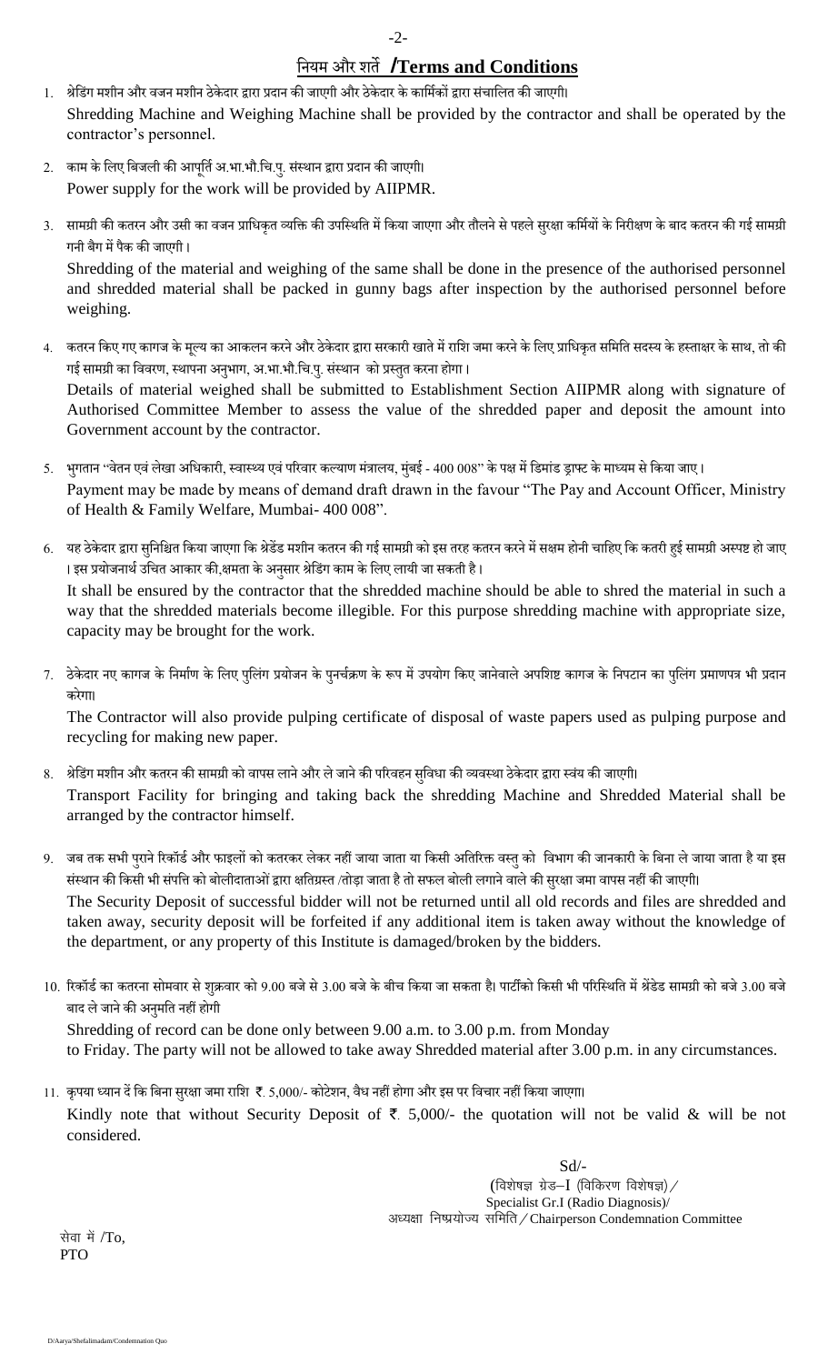## नियम और शर्तें /Terms and Conditions

1. श्रेडिंग मशीन और वजन मशीन ठेकेदार द्वारा प्रदान की जाएगी और ठेकेदार के कार्मिकों द्वारा संचालित की जाएगी।
   Shredding Machine and Weighing Machine shall be provided by the contractor and shall be operated by the contractor's personnel.

2. काम के लिए बिजली की आपूर्ति अ.भा.भौ.चि.पु. संस्थान द्वारा प्रदान की जाएगी।
   Power supply for the work will be provided by AIIPMR.

3. सामग्री की कतरन और उसी का वजन प्राधिकृत व्यक्ति की उपस्थिति में किया जाएगा और तौलने से पहले सुरक्षा कर्मियों के निरीक्षण के बाद कतरन की गई सामग्री गनी बैग में पैक की जाएगी।
   Shredding of the material and weighing of the same shall be done in the presence of the authorised personnel and shredded material shall be packed in gunny bags after inspection by the authorised personnel before weighing.

4. कतरन किए गए कागज के मूल्य का आकलन करने और ठेकेदार द्वारा सरकारी खाते में राशि जमा करने के लिए प्राधिकृत समिति सदस्य के हस्ताक्षर के साथ, तो की गई सामग्री का विवरण, स्थापना अनुभाग, अ.भा.भौ.चि.पु. संस्थान को प्रस्तुत करना होगा।
   Details of material weighed shall be submitted to Establishment Section AIIPMR along with signature of Authorised Committee Member to assess the value of the shredded paper and deposit the amount into Government account by the contractor.

5. भुगतान "वेतन एवं लेखा अधिकारी, स्वास्थ्य एवं परिवार कल्याण मंत्रालय, मुंबई - 400 008" के पक्ष में डिमांड ड्राफ्ट के माध्यम से किया जाए।
   Payment may be made by means of demand draft drawn in the favour "The Pay and Account Officer, Ministry of Health & Family Welfare, Mumbai- 400 008".

6. यह ठेकेदार द्वारा सुनिश्चित किया जाएगा कि श्रेडेंड मशीन कतरन की गई सामग्री को इस तरह कतरन करने में सक्षम होनी चाहिए कि कतरी हुई सामग्री अस्पष्ट हो जाए। इस प्रयोजनार्थ उचित आकार की,क्षमता के अनुसार श्रेडिंग काम के लिए लायी जा सकती है।
   It shall be ensured by the contractor that the shredded machine should be able to shred the material in such a way that the shredded materials become illegible. For this purpose shredding machine with appropriate size, capacity may be brought for the work.

7. ठेकेदार नए कागज के निर्माण के लिए पुलिंग प्रयोजन के पुनर्चक्रण के रूप में उपयोग किए जानेवाले अपशिष्ट कागज के निपटान का पुलिंग प्रमाणपत्र भी प्रदान करेगा।
   The Contractor will also provide pulping certificate of disposal of waste papers used as pulping purpose and recycling for making new paper.

8. श्रेडिंग मशीन और कतरन की सामग्री को वापस लाने और ले जाने की परिवहन सुविधा की व्यवस्था ठेकेदार द्वारा स्वंय की जाएगी।
   Transport Facility for bringing and taking back the shredding Machine and Shredded Material shall be arranged by the contractor himself.

9. जब तक सभी पुराने रिकॉर्ड और फाइलों को कतरकर लेकर नहीं जाया जाता या किसी अतिरिक्त वस्तु को विभाग की जानकारी के बिना ले जाया जाता है या इस संस्थान की किसी भी संपत्ति को बोलीदाताओं द्वारा क्षतिग्रस्त /तोड़ा जाता है तो सफल बोली लगाने वाले की सुरक्षा जमा वापस नहीं की जाएगी।
   The Security Deposit of successful bidder will not be returned until all old records and files are shredded and taken away, security deposit will be forfeited if any additional item is taken away without the knowledge of the department, or any property of this Institute is damaged/broken by the bidders.

10. रिकॉर्ड का कतरना सोमवार से शुक्रवार को 9.00 बजे से 3.00 बजे के बीच किया जा सकता है। पार्टीको किसी भी परिस्थिति में श्रेडेड सामग्री को बजे 3.00 बजे बाद ले जाने की अनुमति नहीं होगी
    Shredding of record can be done only between 9.00 a.m. to 3.00 p.m. from Monday to Friday. The party will not be allowed to take away Shredded material after 3.00 p.m. in any circumstances.

11. कृपया ध्यान दें कि बिना सुरक्षा जमा राशि ₹. 5,000/- कोटेशन, वैध नहीं होगा और इस पर विचार नहीं किया जाएगा।
    Kindly note that without Security Deposit of ₹. 5,000/- the quotation will not be valid & will be not considered.

Sd/-
(विशेषज्ञ ग्रेड–I (विकिरण विशेषज्ञ) /
Specialist Gr.I (Radio Diagnosis)/
अध्यक्षा निष्प्रयोज्य समिति / Chairperson Condemnation Committee

सेवा में /To,
PTO

D/Aarya/Shefalimadam/Condemnation Quo